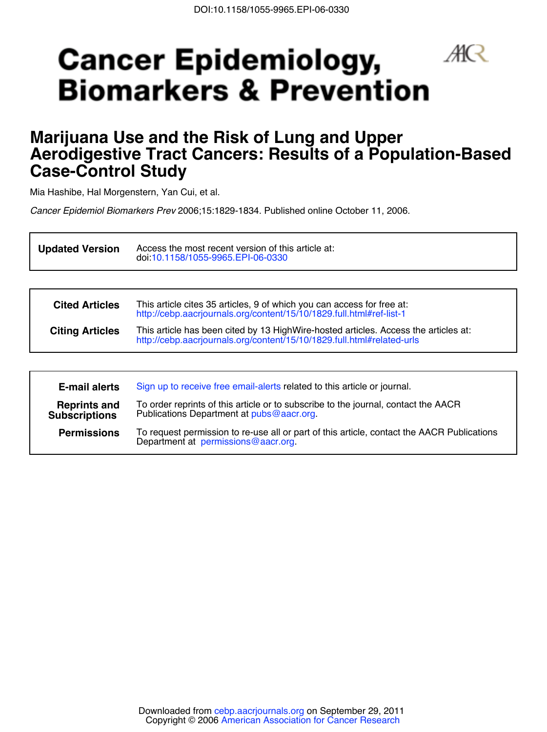DOI:10.1158/1055-9965.EPI-06-0330

# Cancer Epidemiology, Biomarkers & Prevention

## Marijuana Use and the Risk of Lung and Upper Aerodigestive Tract Cancers: Results of a Population-Based Case-Control Study

Mia Hashibe, Hal Morgenstern, Yan Cui, et al.

*Cancer Epidemiol Biomarkers Prev* 2006;15:1829-1834. Published online October 11, 2006.

| | |
|---|---|
| **Updated Version** | Access the most recent version of this article at: doi:10.1158/1055-9965.EPI-06-0330 |

| | |
|---|---|
| **Cited Articles** | This article cites 35 articles, 9 of which you can access for free at: http://cebp.aacrjournals.org/content/15/10/1829.full.html#ref-list-1 |
| **Citing Articles** | This article has been cited by 13 HighWire-hosted articles. Access the articles at: http://cebp.aacrjournals.org/content/15/10/1829.full.html#related-urls |

| | |
|---|---|
| **E-mail alerts** | Sign up to receive free email-alerts related to this article or journal. |
| **Reprints and Subscriptions** | To order reprints of this article or to subscribe to the journal, contact the AACR Publications Department at pubs@aacr.org. |
| **Permissions** | To request permission to re-use all or part of this article, contact the AACR Publications Department at permissions@aacr.org. |

Downloaded from cebp.aacrjournals.org on September 29, 2011
Copyright © 2006 American Association for Cancer Research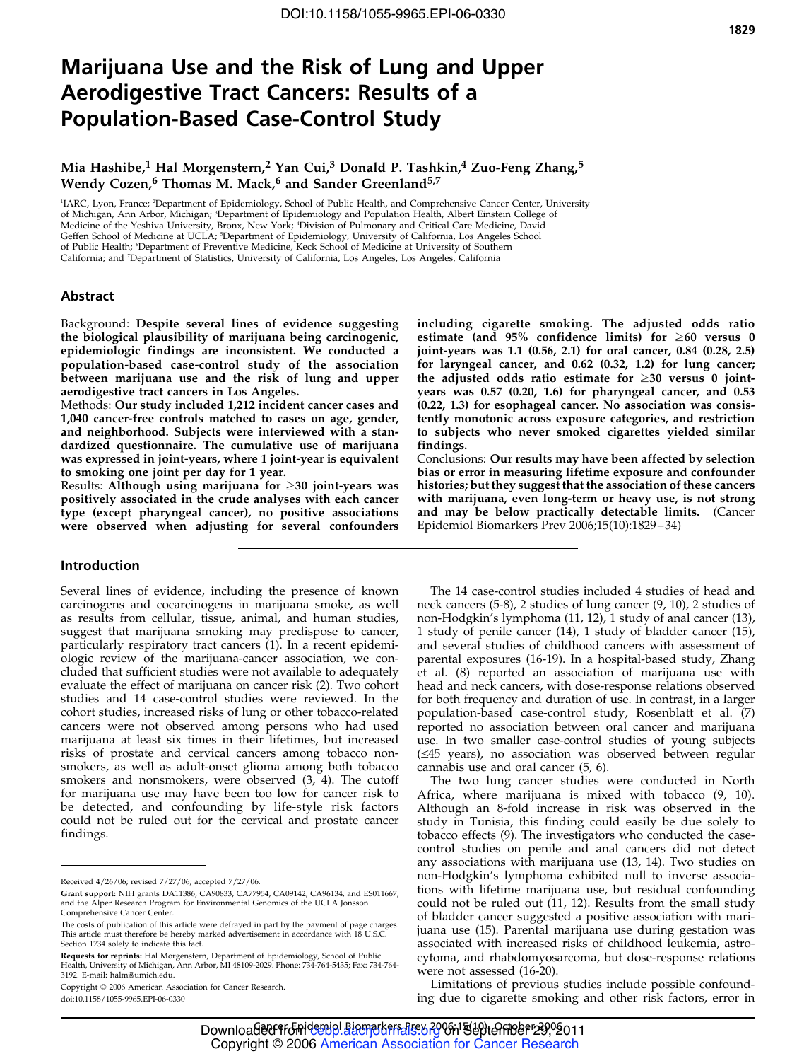DOI:10.1158/1055-9965.EPI-06-0330

# Marijuana Use and the Risk of Lung and Upper Aerodigestive Tract Cancers: Results of a Population-Based Case-Control Study

**Mia Hashibe,[1] Hal Morgenstern,[2] Yan Cui,[3] Donald P. Tashkin,[4] Zuo-Feng Zhang,[5] Wendy Cozen,[6] Thomas M. Mack,[6] and Sander Greenland[5,7]**

[1]IARC, Lyon, France; [2]Department of Epidemiology, School of Public Health, and Comprehensive Cancer Center, University of Michigan, Ann Arbor, Michigan; [3]Department of Epidemiology and Population Health, Albert Einstein College of Medicine of the Yeshiva University, Bronx, New York; [4]Division of Pulmonary and Critical Care Medicine, David Geffen School of Medicine at UCLA; [5]Department of Epidemiology, University of California, Los Angeles School of Public Health; [6]Department of Preventive Medicine, Keck School of Medicine at University of Southern California; and [7]Department of Statistics, University of California, Los Angeles, Los Angeles, California

## Abstract

Background: **Despite several lines of evidence suggesting the biological plausibility of marijuana being carcinogenic, epidemiologic findings are inconsistent. We conducted a population-based case-control study of the association between marijuana use and the risk of lung and upper aerodigestive tract cancers in Los Angeles.**

Methods: **Our study included 1,212 incident cancer cases and 1,040 cancer-free controls matched to cases on age, gender, and neighborhood. Subjects were interviewed with a standardized questionnaire. The cumulative use of marijuana was expressed in joint-years, where 1 joint-year is equivalent to smoking one joint per day for 1 year.**

Results: **Although using marijuana for ≥30 joint-years was positively associated in the crude analyses with each cancer type (except pharyngeal cancer), no positive associations were observed when adjusting for several confounders including cigarette smoking. The adjusted odds ratio estimate (and 95% confidence limits) for ≥60 versus 0 joint-years was 1.1 (0.56, 2.1) for oral cancer, 0.84 (0.28, 2.5) for laryngeal cancer, and 0.62 (0.32, 1.2) for lung cancer; the adjusted odds ratio estimate for ≥30 versus 0 joint-years was 0.57 (0.20, 1.6) for pharyngeal cancer, and 0.53 (0.22, 1.3) for esophageal cancer. No association was consistently monotonic across exposure categories, and restriction to subjects who never smoked cigarettes yielded similar findings.**

Conclusions: **Our results may have been affected by selection bias or error in measuring lifetime exposure and confounder histories; but they suggest that the association of these cancers with marijuana, even long-term or heavy use, is not strong and may be below practically detectable limits.** (Cancer Epidemiol Biomarkers Prev 2006;15(10):1829–34)

## Introduction

Several lines of evidence, including the presence of known carcinogens and cocarcinogens in marijuana smoke, as well as results from cellular, tissue, animal, and human studies, suggest that marijuana smoking may predispose to cancer, particularly respiratory tract cancers (1). In a recent epidemiologic review of the marijuana-cancer association, we concluded that sufficient studies were not available to adequately evaluate the effect of marijuana on cancer risk (2). Two cohort studies and 14 case-control studies were reviewed. In the cohort studies, increased risks of lung or other tobacco-related cancers were not observed among persons who had used marijuana at least six times in their lifetimes, but increased risks of prostate and cervical cancers among tobacco nonsmokers, as well as adult-onset glioma among both tobacco smokers and nonsmokers, were observed (3, 4). The cutoff for marijuana use may have been too low for cancer risk to be detected, and confounding by life-style risk factors could not be ruled out for the cervical and prostate cancer findings.

The 14 case-control studies included 4 studies of head and neck cancers (5-8), 2 studies of lung cancer (9, 10), 2 studies of non-Hodgkin's lymphoma (11, 12), 1 study of anal cancer (13), 1 study of penile cancer (14), 1 study of bladder cancer (15), and several studies of childhood cancers with assessment of parental exposures (16-19). In a hospital-based study, Zhang et al. (8) reported an association of marijuana use with head and neck cancers, with dose-response relations observed for both frequency and duration of use. In contrast, in a larger population-based case-control study, Rosenblatt et al. (7) reported no association between oral cancer and marijuana use. In two smaller case-control studies of young subjects (≤45 years), no association was observed between regular cannabis use and oral cancer (5, 6).

The two lung cancer studies were conducted in North Africa, where marijuana is mixed with tobacco (9, 10). Although an 8-fold increase in risk was observed in the study in Tunisia, this finding could easily be due solely to tobacco effects (9). The investigators who conducted the case-control studies on penile and anal cancers did not detect any associations with marijuana use (13, 14). Two studies on non-Hodgkin's lymphoma exhibited null to inverse associations with lifetime marijuana use, but residual confounding could not be ruled out (11, 12). Results from the small study of bladder cancer suggested a positive association with marijuana use (15). Parental marijuana use during gestation was associated with increased risks of childhood leukemia, astrocytoma, and rhabdomyosarcoma, but dose-response relations were not assessed (16-20).

Limitations of previous studies include possible confounding due to cigarette smoking and other risk factors, error in

---

Received 4/26/06; revised 7/27/06; accepted 7/27/06.

**Grant support:** NIH grants DA11386, CA90833, CA77954, CA09142, CA96134, and ES011667; and the Alper Research Program for Environmental Genomics of the UCLA Jonsson Comprehensive Cancer Center.

The costs of publication of this article were defrayed in part by the payment of page charges. This article must therefore be hereby marked advertisement in accordance with 18 U.S.C. Section 1734 solely to indicate this fact.

**Requests for reprints:** Hal Morgenstern, Department of Epidemiology, School of Public Health, University of Michigan, Ann Arbor, MI 48109-2029. Phone: 734-764-5435; Fax: 734-764-3192. E-mail: halm@umich.edu.

Copyright © 2006 American Association for Cancer Research.

doi:10.1158/1055-9965.EPI-06-0330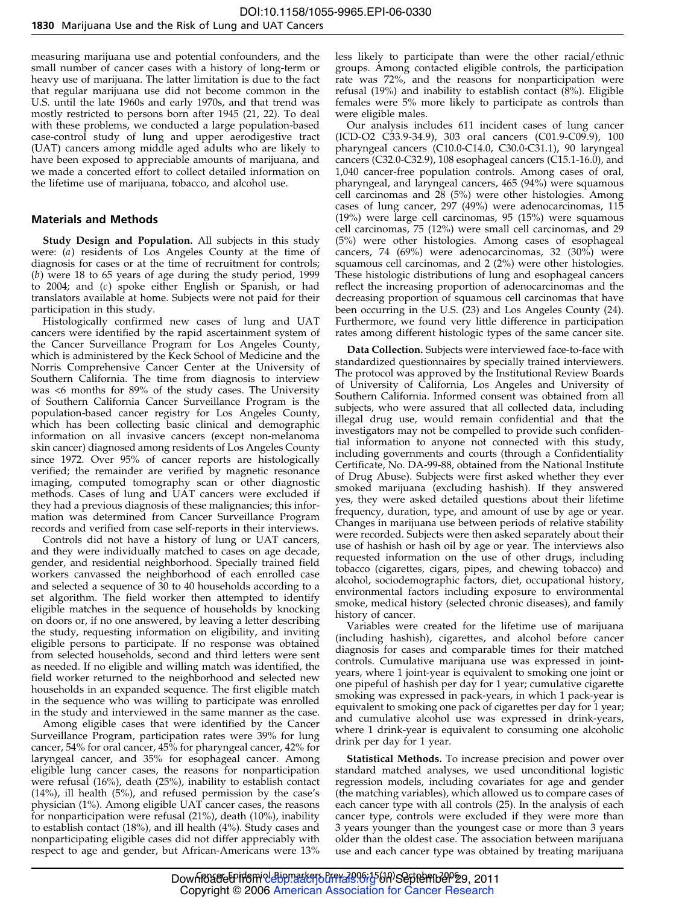measuring marijuana use and potential confounders, and the small number of cancer cases with a history of long-term or heavy use of marijuana. The latter limitation is due to the fact that regular marijuana use did not become common in the U.S. until the late 1960s and early 1970s, and that trend was mostly restricted to persons born after 1945 (21, 22). To deal with these problems, we conducted a large population-based case-control study of lung and upper aerodigestive tract (UAT) cancers among middle aged adults who are likely to have been exposed to appreciable amounts of marijuana, and we made a concerted effort to collect detailed information on the lifetime use of marijuana, tobacco, and alcohol use.

## Materials and Methods

**Study Design and Population.** All subjects in this study were: (*a*) residents of Los Angeles County at the time of diagnosis for cases or at the time of recruitment for controls; (*b*) were 18 to 65 years of age during the study period, 1999 to 2004; and (*c*) spoke either English or Spanish, or had translators available at home. Subjects were not paid for their participation in this study.

Histologically confirmed new cases of lung and UAT cancers were identified by the rapid ascertainment system of the Cancer Surveillance Program for Los Angeles County, which is administered by the Keck School of Medicine and the Norris Comprehensive Cancer Center at the University of Southern California. The time from diagnosis to interview was <6 months for 89% of the study cases. The University of Southern California Cancer Surveillance Program is the population-based cancer registry for Los Angeles County, which has been collecting basic clinical and demographic information on all invasive cancers (except non-melanoma skin cancer) diagnosed among residents of Los Angeles County since 1972. Over 95% of cancer reports are histologically verified; the remainder are verified by magnetic resonance imaging, computed tomography scan or other diagnostic methods. Cases of lung and UAT cancers were excluded if they had a previous diagnosis of these malignancies; this information was determined from Cancer Surveillance Program records and verified from case self-reports in their interviews.

Controls did not have a history of lung or UAT cancers, and they were individually matched to cases on age decade, gender, and residential neighborhood. Specially trained field workers canvassed the neighborhood of each enrolled case and selected a sequence of 30 to 40 households according to a set algorithm. The field worker then attempted to identify eligible matches in the sequence of households by knocking on doors or, if no one answered, by leaving a letter describing the study, requesting information on eligibility, and inviting eligible persons to participate. If no response was obtained from selected households, second and third letters were sent as needed. If no eligible and willing match was identified, the field worker returned to the neighborhood and selected new households in an expanded sequence. The first eligible match in the sequence who was willing to participate was enrolled in the study and interviewed in the same manner as the case.

Among eligible cases that were identified by the Cancer Surveillance Program, participation rates were 39% for lung cancer, 54% for oral cancer, 45% for pharyngeal cancer, 42% for laryngeal cancer, and 35% for esophageal cancer. Among eligible lung cancer cases, the reasons for nonparticipation were refusal (16%), death (25%), inability to establish contact (14%), ill health (5%), and refused permission by the case's physician (1%). Among eligible UAT cancer cases, the reasons for nonparticipation were refusal (21%), death (10%), inability to establish contact (18%), and ill health (4%). Study cases and nonparticipating eligible cases did not differ appreciably with respect to age and gender, but African-Americans were 13% less likely to participate than were the other racial/ethnic groups. Among contacted eligible controls, the participation rate was 72%, and the reasons for nonparticipation were refusal (19%) and inability to establish contact (8%). Eligible females were 5% more likely to participate as controls than were eligible males.

Our analysis includes 611 incident cases of lung cancer (ICD-O2 C33.9-34.9), 303 oral cancers (C01.9-C09.9), 100 pharyngeal cancers (C10.0-C14.0, C30.0-C31.1), 90 laryngeal cancers (C32.0-C32.9), 108 esophageal cancers (C15.1-16.0), and 1,040 cancer-free population controls. Among cases of oral, pharyngeal, and laryngeal cancers, 465 (94%) were squamous cell carcinomas and 28 (5%) were other histologies. Among cases of lung cancer, 297 (49%) were adenocarcinomas, 115 (19%) were large cell carcinomas, 95 (15%) were squamous cell carcinomas, 75 (12%) were small cell carcinomas, and 29 (5%) were other histologies. Among cases of esophageal cancers, 74 (69%) were adenocarcinomas, 32 (30%) were squamous cell carcinomas, and 2 (2%) were other histologies. These histologic distributions of lung and esophageal cancers reflect the increasing proportion of adenocarcinomas and the decreasing proportion of squamous cell carcinomas that have been occurring in the U.S. (23) and Los Angeles County (24). Furthermore, we found very little difference in participation rates among different histologic types of the same cancer site.

**Data Collection.** Subjects were interviewed face-to-face with standardized questionnaires by specially trained interviewers. The protocol was approved by the Institutional Review Boards of University of California, Los Angeles and University of Southern California. Informed consent was obtained from all subjects, who were assured that all collected data, including illegal drug use, would remain confidential and that the investigators may not be compelled to provide such confidential information to anyone not connected with this study, including governments and courts (through a Confidentiality Certificate, No. DA-99-88, obtained from the National Institute of Drug Abuse). Subjects were first asked whether they ever smoked marijuana (excluding hashish). If they answered yes, they were asked detailed questions about their lifetime frequency, duration, type, and amount of use by age or year. Changes in marijuana use between periods of relative stability were recorded. Subjects were then asked separately about their use of hashish or hash oil by age or year. The interviews also requested information on the use of other drugs, including tobacco (cigarettes, cigars, pipes, and chewing tobacco) and alcohol, sociodemographic factors, diet, occupational history, environmental factors including exposure to environmental smoke, medical history (selected chronic diseases), and family history of cancer.

Variables were created for the lifetime use of marijuana (including hashish), cigarettes, and alcohol before cancer diagnosis for cases and comparable times for their matched controls. Cumulative marijuana use was expressed in joint-years, where 1 joint-year is equivalent to smoking one joint or one pipeful of hashish per day for 1 year; cumulative cigarette smoking was expressed in pack-years, in which 1 pack-year is equivalent to smoking one pack of cigarettes per day for 1 year; and cumulative alcohol use was expressed in drink-years, where 1 drink-year is equivalent to consuming one alcoholic drink per day for 1 year.

**Statistical Methods.** To increase precision and power over standard matched analyses, we used unconditional logistic regression models, including covariates for age and gender (the matching variables), which allowed us to compare cases of each cancer type with all controls (25). In the analysis of each cancer type, controls were excluded if they were more than 3 years younger than the youngest case or more than 3 years older than the oldest case. The association between marijuana use and each cancer type was obtained by treating marijuana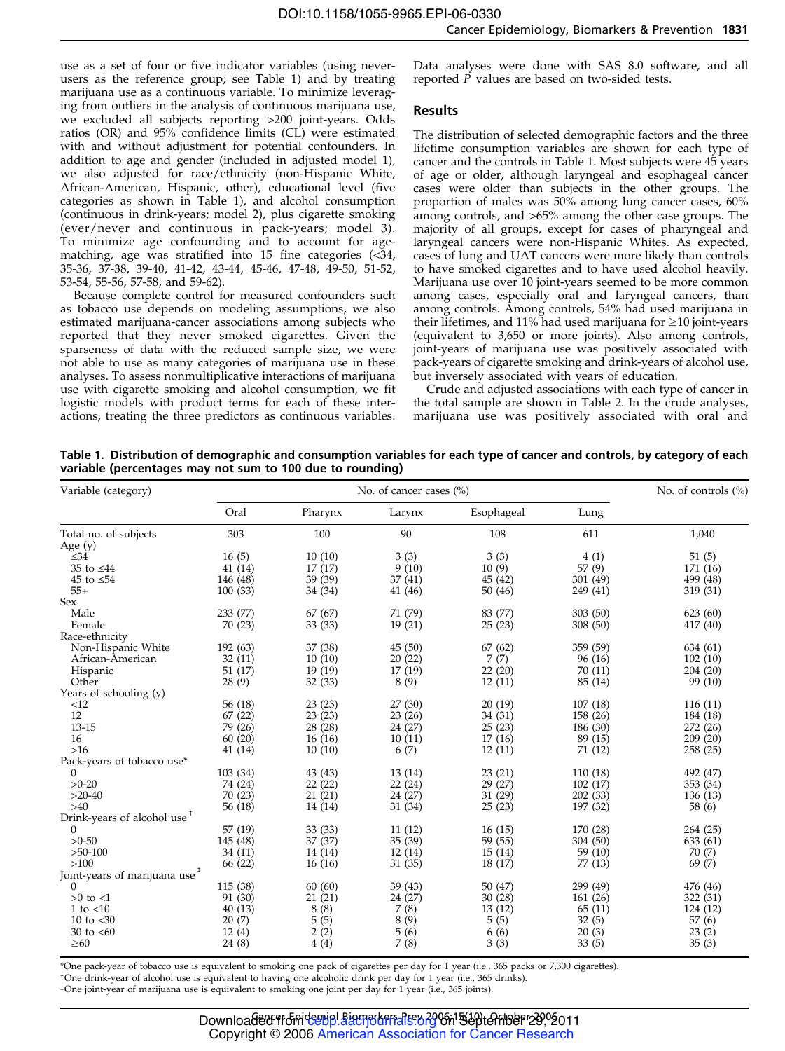use as a set of four or five indicator variables (using never-users as the reference group; see Table 1) and by treating marijuana use as a continuous variable. To minimize leveraging from outliers in the analysis of continuous marijuana use, we excluded all subjects reporting >200 joint-years. Odds ratios (OR) and 95% confidence limits (CL) were estimated with and without adjustment for potential confounders. In addition to age and gender (included in adjusted model 1), we also adjusted for race/ethnicity (non-Hispanic White, African-American, Hispanic, other), educational level (five categories as shown in Table 1), and alcohol consumption (continuous in drink-years; model 2), plus cigarette smoking (ever/never and continuous in pack-years; model 3). To minimize age confounding and to account for age-matching, age was stratified into 15 fine categories (<34, 35-36, 37-38, 39-40, 41-42, 43-44, 45-46, 47-48, 49-50, 51-52, 53-54, 55-56, 57-58, and 59-62).

Because complete control for measured confounders such as tobacco use depends on modeling assumptions, we also estimated marijuana-cancer associations among subjects who reported that they never smoked cigarettes. Given the sparseness of data with the reduced sample size, we were not able to use as many categories of marijuana use in these analyses. To assess nonmultiplicative interactions of marijuana use with cigarette smoking and alcohol consumption, we fit logistic models with product terms for each of these interactions, treating the three predictors as continuous variables. Data analyses were done with SAS 8.0 software, and all reported *P* values are based on two-sided tests.

## Results

The distribution of selected demographic factors and the three lifetime consumption variables are shown for each type of cancer and the controls in Table 1. Most subjects were 45 years of age or older, although laryngeal and esophageal cancer cases were older than subjects in the other groups. The proportion of males was 50% among lung cancer cases, 60% among controls, and >65% among the other case groups. The majority of all groups, except for cases of pharyngeal and laryngeal cancers were non-Hispanic Whites. As expected, cases of lung and UAT cancers were more likely than controls to have smoked cigarettes and to have used alcohol heavily. Marijuana use over 10 joint-years seemed to be more common among cases, especially oral and laryngeal cancers, than among controls. Among controls, 54% had used marijuana in their lifetimes, and 11% had used marijuana for ≥10 joint-years (equivalent to 3,650 or more joints). Also among controls, joint-years of marijuana use was positively associated with pack-years of cigarette smoking and drink-years of alcohol use, but inversely associated with years of education.

Crude and adjusted associations with each type of cancer in the total sample are shown in Table 2. In the crude analyses, marijuana use was positively associated with oral and

**Table 1. Distribution of demographic and consumption variables for each type of cancer and controls, by category of each variable (percentages may not sum to 100 due to rounding)**

| Variable (category) | No. of cancer cases (%) | | | | | No. of controls (%) |
|---|---|---|---|---|---|---|
| | Oral | Pharynx | Larynx | Esophageal | Lung | |
| Total no. of subjects | 303 | 100 | 90 | 108 | 611 | 1,040 |
| Age (y) | | | | | | |
| ≤34 | 16 (5) | 10 (10) | 3 (3) | 3 (3) | 4 (1) | 51 (5) |
| 35 to ≤44 | 41 (14) | 17 (17) | 9 (10) | 10 (9) | 57 (9) | 171 (16) |
| 45 to ≤54 | 146 (48) | 39 (39) | 37 (41) | 45 (42) | 301 (49) | 499 (48) |
| 55+ | 100 (33) | 34 (34) | 41 (46) | 50 (46) | 249 (41) | 319 (31) |
| Sex | | | | | | |
| Male | 233 (77) | 67 (67) | 71 (79) | 83 (77) | 303 (50) | 623 (60) |
| Female | 70 (23) | 33 (33) | 19 (21) | 25 (23) | 308 (50) | 417 (40) |
| Race-ethnicity | | | | | | |
| Non-Hispanic White | 192 (63) | 37 (38) | 45 (50) | 67 (62) | 359 (59) | 634 (61) |
| African-American | 32 (11) | 10 (10) | 20 (22) | 7 (7) | 96 (16) | 102 (10) |
| Hispanic | 51 (17) | 19 (19) | 17 (19) | 22 (20) | 70 (11) | 204 (20) |
| Other | 28 (9) | 32 (33) | 8 (9) | 12 (11) | 85 (14) | 99 (10) |
| Years of schooling (y) | | | | | | |
| <12 | 56 (18) | 23 (23) | 27 (30) | 20 (19) | 107 (18) | 116 (11) |
| 12 | 67 (22) | 23 (23) | 23 (26) | 34 (31) | 158 (26) | 184 (18) |
| 13-15 | 79 (26) | 28 (28) | 24 (27) | 25 (23) | 186 (30) | 272 (26) |
| 16 | 60 (20) | 16 (16) | 10 (11) | 17 (16) | 89 (15) | 209 (20) |
| >16 | 41 (14) | 10 (10) | 6 (7) | 12 (11) | 71 (12) | 258 (25) |
| Pack-years of tobacco use* | | | | | | |
| 0 | 103 (34) | 43 (43) | 13 (14) | 23 (21) | 110 (18) | 492 (47) |
| >0-20 | 74 (24) | 22 (22) | 22 (24) | 29 (27) | 102 (17) | 353 (34) |
| >20-40 | 70 (23) | 21 (21) | 24 (27) | 31 (29) | 202 (33) | 136 (13) |
| >40 | 56 (18) | 14 (14) | 31 (34) | 25 (23) | 197 (32) | 58 (6) |
| Drink-years of alcohol use† | | | | | | |
| 0 | 57 (19) | 33 (33) | 11 (12) | 16 (15) | 170 (28) | 264 (25) |
| >0-50 | 145 (48) | 37 (37) | 35 (39) | 59 (55) | 304 (50) | 633 (61) |
| >50-100 | 34 (11) | 14 (14) | 12 (14) | 15 (14) | 59 (10) | 70 (7) |
| >100 | 66 (22) | 16 (16) | 31 (35) | 18 (17) | 77 (13) | 69 (7) |
| Joint-years of marijuana use‡ | | | | | | |
| 0 | 115 (38) | 60 (60) | 39 (43) | 50 (47) | 299 (49) | 476 (46) |
| >0 to <1 | 91 (30) | 21 (21) | 24 (27) | 30 (28) | 161 (26) | 322 (31) |
| 1 to <10 | 40 (13) | 8 (8) | 7 (8) | 13 (12) | 65 (11) | 124 (12) |
| 10 to <30 | 20 (7) | 5 (5) | 8 (9) | 5 (5) | 32 (5) | 57 (6) |
| 30 to <60 | 12 (4) | 2 (2) | 5 (6) | 6 (6) | 20 (3) | 23 (2) |
| ≥60 | 24 (8) | 4 (4) | 7 (8) | 3 (3) | 33 (5) | 35 (3) |

*One pack-year of tobacco use is equivalent to smoking one pack of cigarettes per day for 1 year (i.e., 365 packs or 7,300 cigarettes).
†One drink-year of alcohol use is equivalent to having one alcoholic drink per day for 1 year (i.e., 365 drinks).
‡One joint-year of marijuana use is equivalent to smoking one joint per day for 1 year (i.e., 365 joints).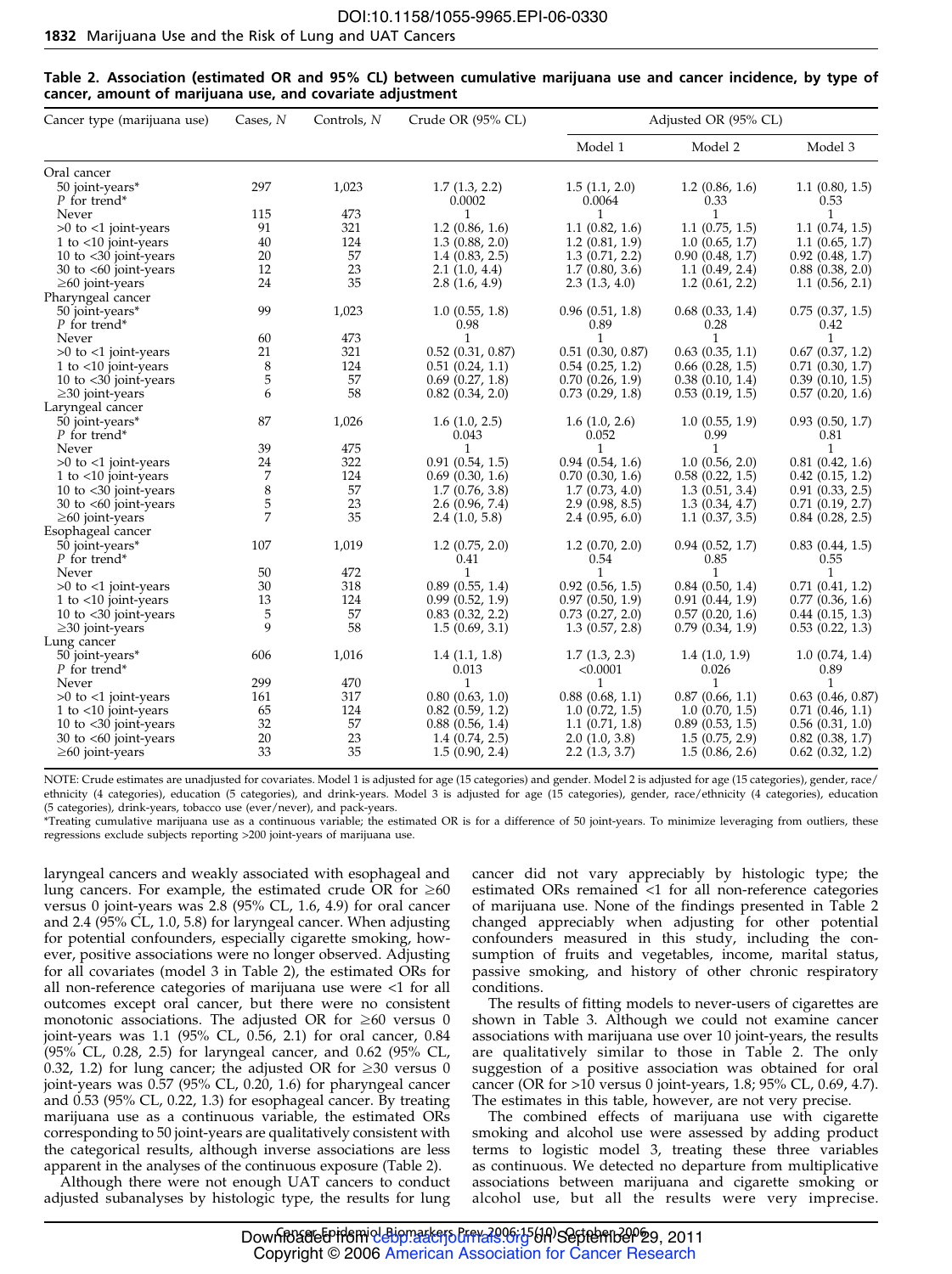**Table 2. Association (estimated OR and 95% CL) between cumulative marijuana use and cancer incidence, by type of cancer, amount of marijuana use, and covariate adjustment**

| Cancer type (marijuana use) | Cases, *N* | Controls, *N* | Crude OR (95% CL) | Adjusted OR (95% CL) | | |
|---|---|---|---|---|---|---|
| | | | | Model 1 | Model 2 | Model 3 |
| Oral cancer | | | | | | |
| 50 joint-years* | 297 | 1,023 | 1.7 (1.3, 2.2) | 1.5 (1.1, 2.0) | 1.2 (0.86, 1.6) | 1.1 (0.80, 1.5) |
| *P* for trend* | | | 0.0002 | 0.0064 | 0.33 | 0.53 |
| Never | 115 | 473 | 1 | 1 | 1 | 1 |
| >0 to <1 joint-years | 91 | 321 | 1.2 (0.86, 1.6) | 1.1 (0.82, 1.6) | 1.1 (0.75, 1.5) | 1.1 (0.74, 1.5) |
| 1 to <10 joint-years | 40 | 124 | 1.3 (0.88, 2.0) | 1.2 (0.81, 1.9) | 1.0 (0.65, 1.7) | 1.1 (0.65, 1.7) |
| 10 to <30 joint-years | 20 | 57 | 1.4 (0.83, 2.5) | 1.3 (0.71, 2.2) | 0.90 (0.48, 1.7) | 0.92 (0.48, 1.7) |
| 30 to <60 joint-years | 12 | 23 | 2.1 (1.0, 4.4) | 1.7 (0.80, 3.6) | 1.1 (0.49, 2.4) | 0.88 (0.38, 2.0) |
| ≥60 joint-years | 24 | 35 | 2.8 (1.6, 4.9) | 2.3 (1.3, 4.0) | 1.2 (0.61, 2.2) | 1.1 (0.56, 2.1) |
| Pharyngeal cancer | | | | | | |
| 50 joint-years* | 99 | 1,023 | 1.0 (0.55, 1.8) | 0.96 (0.51, 1.8) | 0.68 (0.33, 1.4) | 0.75 (0.37, 1.5) |
| *P* for trend* | | | 0.98 | 0.89 | 0.28 | 0.42 |
| Never | 60 | 473 | 1 | 1 | 1 | 1 |
| >0 to <1 joint-years | 21 | 321 | 0.52 (0.31, 0.87) | 0.51 (0.30, 0.87) | 0.63 (0.35, 1.1) | 0.67 (0.37, 1.2) |
| 1 to <10 joint-years | 8 | 124 | 0.51 (0.24, 1.1) | 0.54 (0.25, 1.2) | 0.66 (0.28, 1.5) | 0.71 (0.30, 1.7) |
| 10 to <30 joint-years | 5 | 57 | 0.69 (0.27, 1.8) | 0.70 (0.26, 1.9) | 0.38 (0.10, 1.4) | 0.39 (0.10, 1.5) |
| ≥30 joint-years | 6 | 58 | 0.82 (0.34, 2.0) | 0.73 (0.29, 1.8) | 0.53 (0.19, 1.5) | 0.57 (0.20, 1.6) |
| Laryngeal cancer | | | | | | |
| 50 joint-years* | 87 | 1,026 | 1.6 (1.0, 2.5) | 1.6 (1.0, 2.6) | 1.0 (0.55, 1.9) | 0.93 (0.50, 1.7) |
| *P* for trend* | | | 0.043 | 0.052 | 0.99 | 0.81 |
| Never | 39 | 475 | 1 | 1 | 1 | 1 |
| >0 to <1 joint-years | 24 | 322 | 0.91 (0.54, 1.5) | 0.94 (0.54, 1.6) | 1.0 (0.56, 2.0) | 0.81 (0.42, 1.6) |
| 1 to <10 joint-years | 7 | 124 | 0.69 (0.30, 1.6) | 0.70 (0.30, 1.6) | 0.58 (0.22, 1.5) | 0.42 (0.15, 1.2) |
| 10 to <30 joint-years | 8 | 57 | 1.7 (0.76, 3.8) | 1.7 (0.73, 4.0) | 1.3 (0.51, 3.4) | 0.91 (0.33, 2.5) |
| 30 to <60 joint-years | 5 | 23 | 2.6 (0.96, 7.4) | 2.9 (0.98, 8.5) | 1.3 (0.34, 4.7) | 0.71 (0.19, 2.7) |
| ≥60 joint-years | 7 | 35 | 2.4 (1.0, 5.8) | 2.4 (0.95, 6.0) | 1.1 (0.37, 3.5) | 0.84 (0.28, 2.5) |
| Esophageal cancer | | | | | | |
| 50 joint-years* | 107 | 1,019 | 1.2 (0.75, 2.0) | 1.2 (0.70, 2.0) | 0.94 (0.52, 1.7) | 0.83 (0.44, 1.5) |
| *P* for trend* | | | 0.41 | 0.54 | 0.85 | 0.55 |
| Never | 50 | 472 | 1 | 1 | 1 | 1 |
| >0 to <1 joint-years | 30 | 318 | 0.89 (0.55, 1.4) | 0.92 (0.56, 1.5) | 0.84 (0.50, 1.4) | 0.71 (0.41, 1.2) |
| 1 to <10 joint-years | 13 | 124 | 0.99 (0.52, 1.9) | 0.97 (0.50, 1.9) | 0.91 (0.44, 1.9) | 0.77 (0.36, 1.6) |
| 10 to <30 joint-years | 5 | 57 | 0.83 (0.32, 2.2) | 0.73 (0.27, 2.0) | 0.57 (0.20, 1.6) | 0.44 (0.15, 1.3) |
| ≥30 joint-years | 9 | 58 | 1.5 (0.69, 3.1) | 1.3 (0.57, 2.8) | 0.79 (0.34, 1.9) | 0.53 (0.22, 1.3) |
| Lung cancer | | | | | | |
| 50 joint-years* | 606 | 1,016 | 1.4 (1.1, 1.8) | 1.7 (1.3, 2.3) | 1.4 (1.0, 1.9) | 1.0 (0.74, 1.4) |
| *P* for trend* | | | 0.013 | <0.0001 | 0.026 | 0.89 |
| Never | 299 | 470 | 1 | 1 | 1 | 1 |
| >0 to <1 joint-years | 161 | 317 | 0.80 (0.63, 1.0) | 0.88 (0.68, 1.1) | 0.87 (0.66, 1.1) | 0.63 (0.46, 0.87) |
| 1 to <10 joint-years | 65 | 124 | 0.82 (0.59, 1.2) | 1.0 (0.72, 1.5) | 1.0 (0.70, 1.5) | 0.71 (0.46, 1.1) |
| 10 to <30 joint-years | 32 | 57 | 0.88 (0.56, 1.4) | 1.1 (0.71, 1.8) | 0.89 (0.53, 1.5) | 0.56 (0.31, 1.0) |
| 30 to <60 joint-years | 20 | 23 | 1.4 (0.74, 2.5) | 2.0 (1.0, 3.8) | 1.5 (0.75, 2.9) | 0.82 (0.38, 1.7) |
| ≥60 joint-years | 33 | 35 | 1.5 (0.90, 2.4) | 2.2 (1.3, 3.7) | 1.5 (0.86, 2.6) | 0.62 (0.32, 1.2) |

NOTE: Crude estimates are unadjusted for covariates. Model 1 is adjusted for age (15 categories) and gender. Model 2 is adjusted for age (15 categories), gender, race/ethnicity (4 categories), education (5 categories), and drink-years. Model 3 is adjusted for age (15 categories), gender, race/ethnicity (4 categories), education (5 categories), drink-years, tobacco use (ever/never), and pack-years.

*Treating cumulative marijuana use as a continuous variable; the estimated OR is for a difference of 50 joint-years. To minimize leveraging from outliers, these regressions exclude subjects reporting >200 joint-years of marijuana use.

laryngeal cancers and weakly associated with esophageal and lung cancers. For example, the estimated crude OR for ≥60 versus 0 joint-years was 2.8 (95% CL, 1.6, 4.9) for oral cancer and 2.4 (95% CL, 1.0, 5.8) for laryngeal cancer. When adjusting for potential confounders, especially cigarette smoking, however, positive associations were no longer observed. Adjusting for all covariates (model 3 in Table 2), the estimated ORs for all non-reference categories of marijuana use were <1 for all outcomes except oral cancer, but there were no consistent monotonic associations. The adjusted OR for ≥60 versus 0 joint-years was 1.1 (95% CL, 0.56, 2.1) for oral cancer, 0.84 (95% CL, 0.28, 2.5) for laryngeal cancer, and 0.62 (95% CL, 0.32, 1.2) for lung cancer; the adjusted OR for ≥30 versus 0 joint-years was 0.57 (95% CL, 0.20, 1.6) for pharyngeal cancer and 0.53 (95% CL, 0.22, 1.3) for esophageal cancer. By treating marijuana use as a continuous variable, the estimated ORs corresponding to 50 joint-years are qualitatively consistent with the categorical results, although inverse associations are less apparent in the analyses of the continuous exposure (Table 2).

Although there were not enough UAT cancers to conduct adjusted subanalyses by histologic type, the results for lung cancer did not vary appreciably by histologic type; the estimated ORs remained <1 for all non-reference categories of marijuana use. None of the findings presented in Table 2 changed appreciably when adjusting for other potential confounders measured in this study, including the consumption of fruits and vegetables, income, marital status, passive smoking, and history of other chronic respiratory conditions.

The results of fitting models to never-users of cigarettes are shown in Table 3. Although we could not examine cancer associations with marijuana use over 10 joint-years, the results are qualitatively similar to those in Table 2. The only suggestion of a positive association was obtained for oral cancer (OR for >10 versus 0 joint-years, 1.8; 95% CL, 0.69, 4.7). The estimates in this table, however, are not very precise.

The combined effects of marijuana use with cigarette smoking and alcohol use were assessed by adding product terms to logistic model 3, treating these three variables as continuous. We detected no departure from multiplicative associations between marijuana and cigarette smoking or alcohol use, but all the results were very imprecise.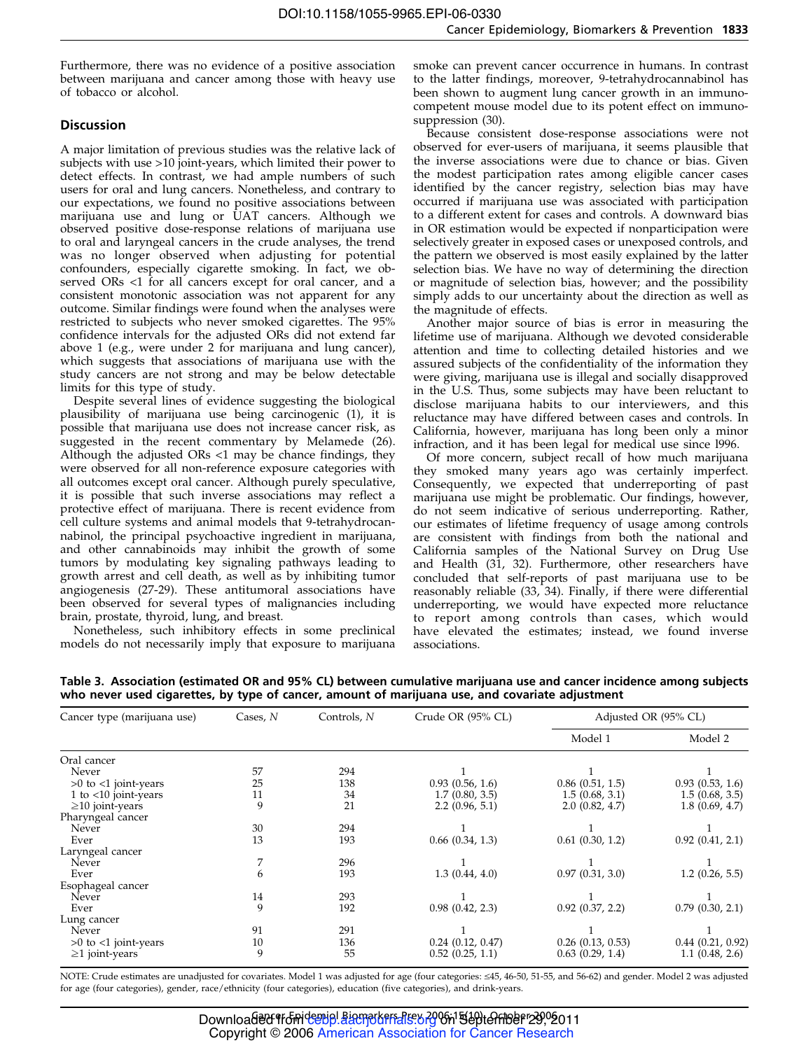Furthermore, there was no evidence of a positive association between marijuana and cancer among those with heavy use of tobacco or alcohol.

## Discussion

A major limitation of previous studies was the relative lack of subjects with use >10 joint-years, which limited their power to detect effects. In contrast, we had ample numbers of such users for oral and lung cancers. Nonetheless, and contrary to our expectations, we found no positive associations between marijuana use and lung or UAT cancers. Although we observed positive dose-response relations of marijuana use to oral and laryngeal cancers in the crude analyses, the trend was no longer observed when adjusting for potential confounders, especially cigarette smoking. In fact, we observed ORs <1 for all cancers except for oral cancer, and a consistent monotonic association was not apparent for any outcome. Similar findings were found when the analyses were restricted to subjects who never smoked cigarettes. The 95% confidence intervals for the adjusted ORs did not extend far above 1 (e.g., were under 2 for marijuana and lung cancer), which suggests that associations of marijuana use with the study cancers are not strong and may be below detectable limits for this type of study.

Despite several lines of evidence suggesting the biological plausibility of marijuana use being carcinogenic (1), it is possible that marijuana use does not increase cancer risk, as suggested in the recent commentary by Melamede (26). Although the adjusted ORs <1 may be chance findings, they were observed for all non-reference exposure categories with all outcomes except oral cancer. Although purely speculative, it is possible that such inverse associations may reflect a protective effect of marijuana. There is recent evidence from cell culture systems and animal models that 9-tetrahydrocannabinol, the principal psychoactive ingredient in marijuana, and other cannabinoids may inhibit the growth of some tumors by modulating key signaling pathways leading to growth arrest and cell death, as well as by inhibiting tumor angiogenesis (27-29). These antitumoral associations have been observed for several types of malignancies including brain, prostate, thyroid, lung, and breast.

Nonetheless, such inhibitory effects in some preclinical models do not necessarily imply that exposure to marijuana smoke can prevent cancer occurrence in humans. In contrast to the latter findings, moreover, 9-tetrahydrocannabinol has been shown to augment lung cancer growth in an immunocompetent mouse model due to its potent effect on immunosuppression (30).

Because consistent dose-response associations were not observed for ever-users of marijuana, it seems plausible that the inverse associations were due to chance or bias. Given the modest participation rates among eligible cancer cases identified by the cancer registry, selection bias may have occurred if marijuana use was associated with participation to a different extent for cases and controls. A downward bias in OR estimation would be expected if nonparticipation were selectively greater in exposed cases or unexposed controls, and the pattern we observed is most easily explained by the latter selection bias. We have no way of determining the direction or magnitude of selection bias, however; and the possibility simply adds to our uncertainty about the direction as well as the magnitude of effects.

Another major source of bias is error in measuring the lifetime use of marijuana. Although we devoted considerable attention and time to collecting detailed histories and we assured subjects of the confidentiality of the information they were giving, marijuana use is illegal and socially disapproved in the U.S. Thus, some subjects may have been reluctant to disclose marijuana habits to our interviewers, and this reluctance may have differed between cases and controls. In California, however, marijuana has long been only a minor infraction, and it has been legal for medical use since 1996.

Of more concern, subject recall of how much marijuana they smoked many years ago was certainly imperfect. Consequently, we expected that underreporting of past marijuana use might be problematic. Our findings, however, do not seem indicative of serious underreporting. Rather, our estimates of lifetime frequency of usage among controls are consistent with findings from both the national and California samples of the National Survey on Drug Use and Health (31, 32). Furthermore, other researchers have concluded that self-reports of past marijuana use to be reasonably reliable (33, 34). Finally, if there were differential underreporting, we would have expected more reluctance to report among controls than cases, which would have elevated the estimates; instead, we found inverse associations.

**Table 3. Association (estimated OR and 95% CL) between cumulative marijuana use and cancer incidence among subjects who never used cigarettes, by type of cancer, amount of marijuana use, and covariate adjustment**

| Cancer type (marijuana use) | Cases, *N* | Controls, *N* | Crude OR (95% CL) | Adjusted OR (95% CL) | |
|---|---|---|---|---|---|
| | | | | Model 1 | Model 2 |
| Oral cancer | | | | | |
| Never | 57 | 294 | 1 | 1 | 1 |
| >0 to <1 joint-years | 25 | 138 | 0.93 (0.56, 1.6) | 0.86 (0.51, 1.5) | 0.93 (0.53, 1.6) |
| 1 to <10 joint-years | 11 | 34 | 1.7 (0.80, 3.5) | 1.5 (0.68, 3.1) | 1.5 (0.68, 3.5) |
| ≥10 joint-years | 9 | 21 | 2.2 (0.96, 5.1) | 2.0 (0.82, 4.7) | 1.8 (0.69, 4.7) |
| Pharyngeal cancer | | | | | |
| Never | 30 | 294 | 1 | 1 | 1 |
| Ever | 13 | 193 | 0.66 (0.34, 1.3) | 0.61 (0.30, 1.2) | 0.92 (0.41, 2.1) |
| Laryngeal cancer | | | | | |
| Never | 7 | 296 | 1 | 1 | 1 |
| Ever | 6 | 193 | 1.3 (0.44, 4.0) | 0.97 (0.31, 3.0) | 1.2 (0.26, 5.5) |
| Esophageal cancer | | | | | |
| Never | 14 | 293 | 1 | 1 | 1 |
| Ever | 9 | 192 | 0.98 (0.42, 2.3) | 0.92 (0.37, 2.2) | 0.79 (0.30, 2.1) |
| Lung cancer | | | | | |
| Never | 91 | 291 | 1 | 1 | 1 |
| >0 to <1 joint-years | 10 | 136 | 0.24 (0.12, 0.47) | 0.26 (0.13, 0.53) | 0.44 (0.21, 0.92) |
| ≥1 joint-years | 9 | 55 | 0.52 (0.25, 1.1) | 0.63 (0.29, 1.4) | 1.1 (0.48, 2.6) |

NOTE: Crude estimates are unadjusted for covariates. Model 1 was adjusted for age (four categories: ≤45, 46-50, 51-55, and 56-62) and gender. Model 2 was adjusted for age (four categories), gender, race/ethnicity (four categories), education (five categories), and drink-years.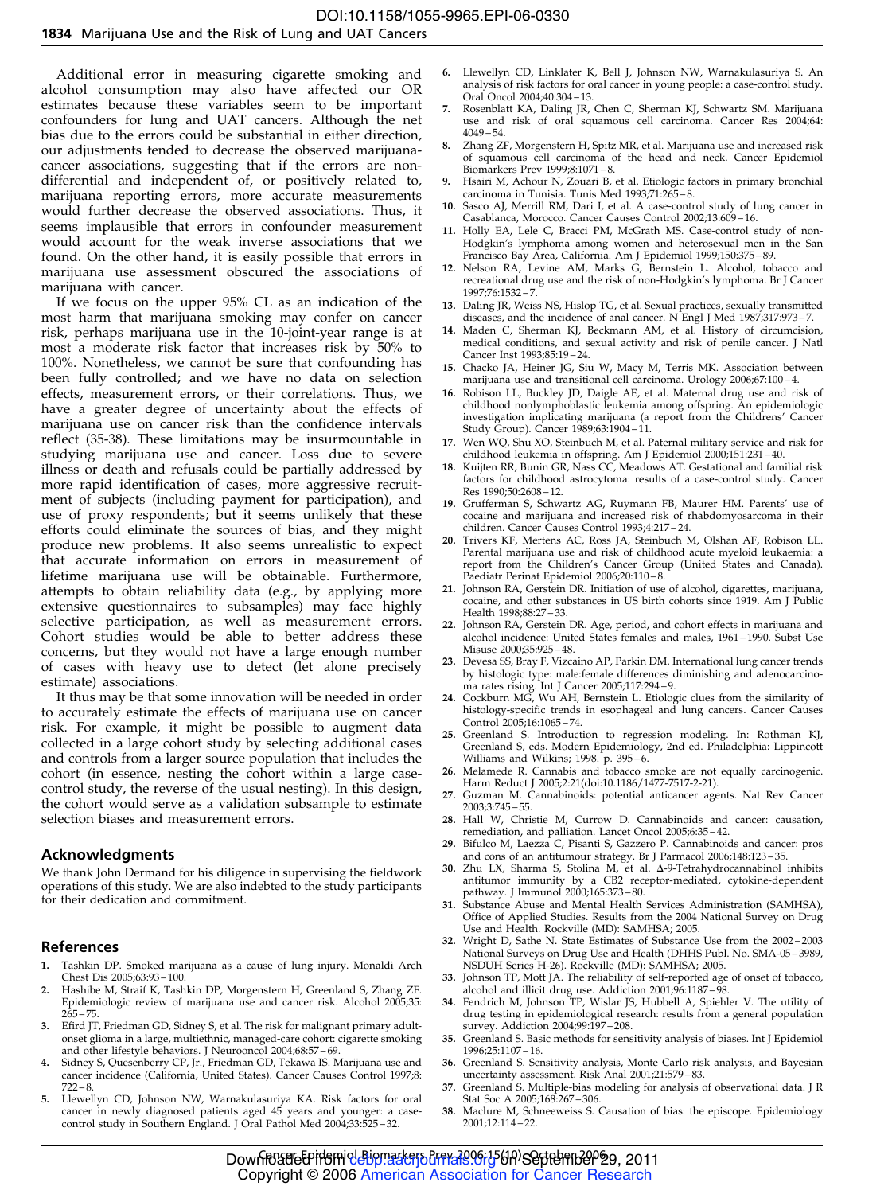Additional error in measuring cigarette smoking and alcohol consumption may also have affected our OR estimates because these variables seem to be important confounders for lung and UAT cancers. Although the net bias due to the errors could be substantial in either direction, our adjustments tended to decrease the observed marijuana-cancer associations, suggesting that if the errors are nondifferential and independent of, or positively related to, marijuana reporting errors, more accurate measurements would further decrease the observed associations. Thus, it seems implausible that errors in confounder measurement would account for the weak inverse associations that we found. On the other hand, it is easily possible that errors in marijuana use assessment obscured the associations of marijuana with cancer.

If we focus on the upper 95% CL as an indication of the most harm that marijuana smoking may confer on cancer risk, perhaps marijuana use in the 10-joint-year range is at most a moderate risk factor that increases risk by 50% to 100%. Nonetheless, we cannot be sure that confounding has been fully controlled; and we have no data on selection effects, measurement errors, or their correlations. Thus, we have a greater degree of uncertainty about the effects of marijuana use on cancer risk than the confidence intervals reflect (35-38). These limitations may be insurmountable in studying marijuana use and cancer. Loss due to severe illness or death and refusals could be partially addressed by more rapid identification of cases, more aggressive recruitment of subjects (including payment for participation), and use of proxy respondents; but it seems unlikely that these efforts could eliminate the sources of bias, and they might produce new problems. It also seems unrealistic to expect that accurate information on errors in measurement of lifetime marijuana use will be obtainable. Furthermore, attempts to obtain reliability data (e.g., by applying more extensive questionnaires to subsamples) may face highly selective participation, as well as measurement errors. Cohort studies would be able to better address these concerns, but they would not have a large enough number of cases with heavy use to detect (let alone precisely estimate) associations.

It thus may be that some innovation will be needed in order to accurately estimate the effects of marijuana use on cancer risk. For example, it might be possible to augment data collected in a large cohort study by selecting additional cases and controls from a larger source population that includes the cohort (in essence, nesting the cohort within a large case-control study, the reverse of the usual nesting). In this design, the cohort would serve as a validation subsample to estimate selection biases and measurement errors.

## Acknowledgments

We thank John Dermand for his diligence in supervising the fieldwork operations of this study. We are also indebted to the study participants for their dedication and commitment.

## References

1. Tashkin DP. Smoked marijuana as a cause of lung injury. Monaldi Arch Chest Dis 2005;63:93–100.
2. Hashibe M, Straif K, Tashkin DP, Morgenstern H, Greenland S, Zhang ZF. Epidemiologic review of marijuana use and cancer risk. Alcohol 2005;35:265–75.
3. Efird JT, Friedman GD, Sidney S, et al. The risk for malignant primary adult-onset glioma in a large, multiethnic, managed-care cohort: cigarette smoking and other lifestyle behaviors. J Neurooncol 2004;68:57–69.
4. Sidney S, Quesenberry CP, Jr., Friedman GD, Tekawa IS. Marijuana use and cancer incidence (California, United States). Cancer Causes Control 1997;8:722–8.
5. Llewellyn CD, Johnson NW, Warnakulasuriya KA. Risk factors for oral cancer in newly diagnosed patients aged 45 years and younger: a case-control study in Southern England. J Oral Pathol Med 2004;33:525–32.
6. Llewellyn CD, Linklater K, Bell J, Johnson NW, Warnakulasuriya S. An analysis of risk factors for oral cancer in young people: a case-control study. Oral Oncol 2004;40:304–13.
7. Rosenblatt KA, Daling JR, Chen C, Sherman KJ, Schwartz SM. Marijuana use and risk of oral squamous cell carcinoma. Cancer Res 2004;64:4049–54.
8. Zhang ZF, Morgenstern H, Spitz MR, et al. Marijuana use and increased risk of squamous cell carcinoma of the head and neck. Cancer Epidemiol Biomarkers Prev 1999;8:1071–8.
9. Hsairi M, Achour N, Zouari B, et al. Etiologic factors in primary bronchial carcinoma in Tunisia. Tunis Med 1993;71:265–8.
10. Sasco AJ, Merrill RM, Dari I, et al. A case-control study of lung cancer in Casablanca, Morocco. Cancer Causes Control 2002;13:609–16.
11. Holly EA, Lele C, Bracci PM, McGrath MS. Case-control study of non-Hodgkin's lymphoma among women and heterosexual men in the San Francisco Bay Area, California. Am J Epidemiol 1999;150:375–89.
12. Nelson RA, Levine AM, Marks G, Bernstein L. Alcohol, tobacco and recreational drug use and the risk of non-Hodgkin's lymphoma. Br J Cancer 1997;76:1532–7.
13. Daling JR, Weiss NS, Hislop TG, et al. Sexual practices, sexually transmitted diseases, and the incidence of anal cancer. N Engl J Med 1987;317:973–7.
14. Maden C, Sherman KJ, Beckmann AM, et al. History of circumcision, medical conditions, and sexual activity and risk of penile cancer. J Natl Cancer Inst 1993;85:19–24.
15. Chacko JA, Heiner JG, Siu W, Macy M, Terris MK. Association between marijuana use and transitional cell carcinoma. Urology 2006;67:100–4.
16. Robison LL, Buckley JD, Daigle AE, et al. Maternal drug use and risk of childhood nonlymphoblastic leukemia among offspring. An epidemiologic investigation implicating marijuana (a report from the Childrens' Cancer Study Group). Cancer 1989;63:1904–11.
17. Wen WQ, Shu XO, Steinbuch M, et al. Paternal military service and risk for childhood leukemia in offspring. Am J Epidemiol 2000;151:231–40.
18. Kuijten RR, Bunin GR, Nass CC, Meadows AT. Gestational and familial risk factors for childhood astrocytoma: results of a case-control study. Cancer Res 1990;50:2608–12.
19. Grufferman S, Schwartz AG, Ruymann FB, Maurer HM. Parents' use of cocaine and marijuana and increased risk of rhabdomyosarcoma in their children. Cancer Causes Control 1993;4:217–24.
20. Trivers KF, Mertens AC, Ross JA, Steinbuch M, Olshan AF, Robison LL. Parental marijuana use and risk of childhood acute myeloid leukaemia: a report from the Children's Cancer Group (United States and Canada). Paediatr Perinat Epidemiol 2006;20:110–8.
21. Johnson RA, Gerstein DR. Initiation of use of alcohol, cigarettes, marijuana, cocaine, and other substances in US birth cohorts since 1919. Am J Public Health 1998;88:27–33.
22. Johnson RA, Gerstein DR. Age, period, and cohort effects in marijuana and alcohol incidence: United States females and males, 1961–1990. Subst Use Misuse 2000;35:925–48.
23. Devesa SS, Bray F, Vizcaino AP, Parkin DM. International lung cancer trends by histologic type: male:female differences diminishing and adenocarcinoma rates rising. Int J Cancer 2005;117:294–9.
24. Cockburn MG, Wu AH, Bernstein L. Etiologic clues from the similarity of histology-specific trends in esophageal and lung cancers. Cancer Causes Control 2005;16:1065–74.
25. Greenland S. Introduction to regression modeling. In: Rothman KJ, Greenland S, eds. Modern Epidemiology, 2nd ed. Philadelphia: Lippincott Williams and Wilkins; 1998. p. 395–6.
26. Melamede R. Cannabis and tobacco smoke are not equally carcinogenic. Harm Reduct J 2005;2:21(doi:10.1186/1477-7517-2-21).
27. Guzman M. Cannabinoids: potential anticancer agents. Nat Rev Cancer 2003;3:745–55.
28. Hall W, Christie M, Currow D. Cannabinoids and cancer: causation, remediation, and palliation. Lancet Oncol 2005;6:35–42.
29. Bifulco M, Laezza C, Pisanti S, Gazzero P. Cannabinoids and cancer: pros and cons of an antitumour strategy. Br J Parmacol 2006;148:123–35.
30. Zhu LX, Sharma S, Stolina M, et al. Δ-9-Tetrahydrocannabinol inhibits antitumor immunity by a CB2 receptor-mediated, cytokine-dependent pathway. J Immunol 2000;165:373–80.
31. Substance Abuse and Mental Health Services Administration (SAMHSA), Office of Applied Studies. Results from the 2004 National Survey on Drug Use and Health. Rockville (MD): SAMHSA; 2005.
32. Wright D, Sathe N. State Estimates of Substance Use from the 2002–2003 National Surveys on Drug Use and Health (DHHS Publ. No. SMA-05–3989, NSDUH Series H-26). Rockville (MD): SAMHSA; 2005.
33. Johnson TP, Mott JA. The reliability of self-reported age of onset of tobacco, alcohol and illicit drug use. Addiction 2001;96:1187–98.
34. Fendrich M, Johnson TP, Wislar JS, Hubbell A, Spiehler V. The utility of drug testing in epidemiological research: results from a general population survey. Addiction 2004;99:197–208.
35. Greenland S. Basic methods for sensitivity analysis of biases. Int J Epidemiol 1996;25:1107–16.
36. Greenland S. Sensitivity analysis, Monte Carlo risk analysis, and Bayesian uncertainty assessment. Risk Anal 2001;21:579–83.
37. Greenland S. Multiple-bias modeling for analysis of observational data. J R Stat Soc A 2005;168:267–306.
38. Maclure M, Schneeweiss S. Causation of bias: the episcope. Epidemiology 2001;12:114–22.